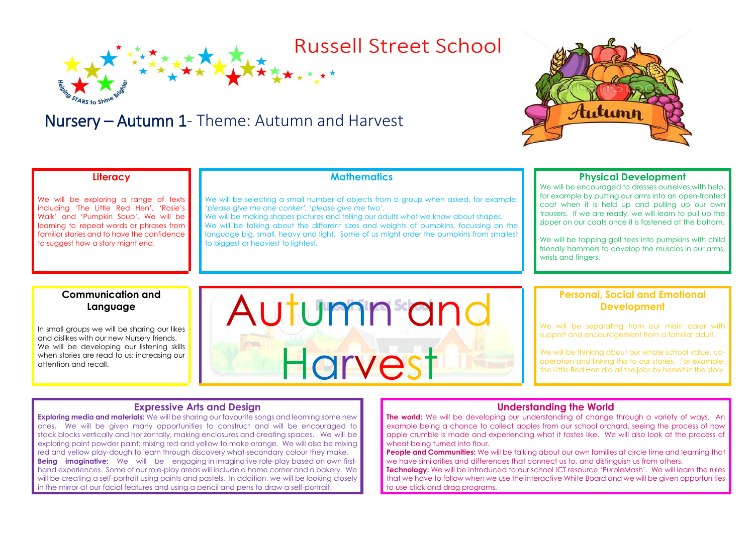# Russell Street School

Helping STARS to Shine Brighter

## Nursery – Autumn 1- Theme: Autumn and Harvest

Autumn

### Literacy

We will be exploring a range of texts including 'The Little Red Hen', 'Rosie's Walk' and 'Pumpkin Soup'. We will be learning to repeat words or phrases from familiar stories and to have the confidence to suggest how a story might end.

### Mathematics

We will be selecting a small number of objects from a group when asked, for example, '*please give me one conker*', '*please give me two*'.
We will be making shapes pictures and telling our adults what we know about shapes.
We will be talking about the different sizes and weights of pumpkins, focussing on the language big, small, heavy and light. Some of us might order the pumpkins from smallest to biggest or heaviest to lightest.

### Physical Development

We will be encouraged to dresses ourselves with help, for example by putting our arms into an open-fronted coat when it is held up and pulling up our own trousers. If we are ready, we will learn to pull up the zipper on our coats once it is fastened at the bottom.

We will be tapping golf tees into pumpkins with child friendly hammers to develop the muscles in our arms, wrists and fingers.

### Communication and Language

In small groups we will be sharing our likes and dislikes with our new Nursery friends. We will be developing our listening skills when stories are read to us; increasing our attention and recall.

Autumn and Harvest

### Personal, Social and Emotional Development

We will be separating from our main carer with support and encouragement from a familiar adult.

We will be thinking about our whole school value, co-operation and linking this to our stories. For example, the Little Red Hen did all the jobs by herself in the story.

### Expressive Arts and Design

**Exploring media and materials:** We will be sharing our favourite songs and learning some new ones. We will be given many opportunities to construct and will be encouraged to stack blocks vertically and horizontally, making enclosures and creating spaces. We will be exploring paint powder paint; mixing red and yellow to make orange. We will also be mixing red and yellow play-dough to learn through discovery what secondary colour they make.
**Being imaginative:** We will be engaging in imaginative role-play based on own first-hand experiences. Some of our role-play areas will include a home corner and a bakery. We will be creating a self-portrait using paints and pastels. In addition, we will be looking closely in the mirror at our facial features and using a pencil and pens to draw a self-portrait.

### Understanding the World

**The world:** We will be developing our understanding of change through a variety of ways. An example being a chance to collect apples from our school orchard, seeing the process of how apple crumble is made and experiencing what it tastes like. We will also look at the process of wheat being turned into flour.
**People and Communities:** We will be talking about our own families at circle time and learning that we have similarities and differences that connect us to, and distinguish us from others.
**Technology:** We will be introduced to our school ICT resource 'PurpleMash'. We will learn the rules that we have to follow when we use the interactive White Board and we will be given opportunities to use click and drag programs.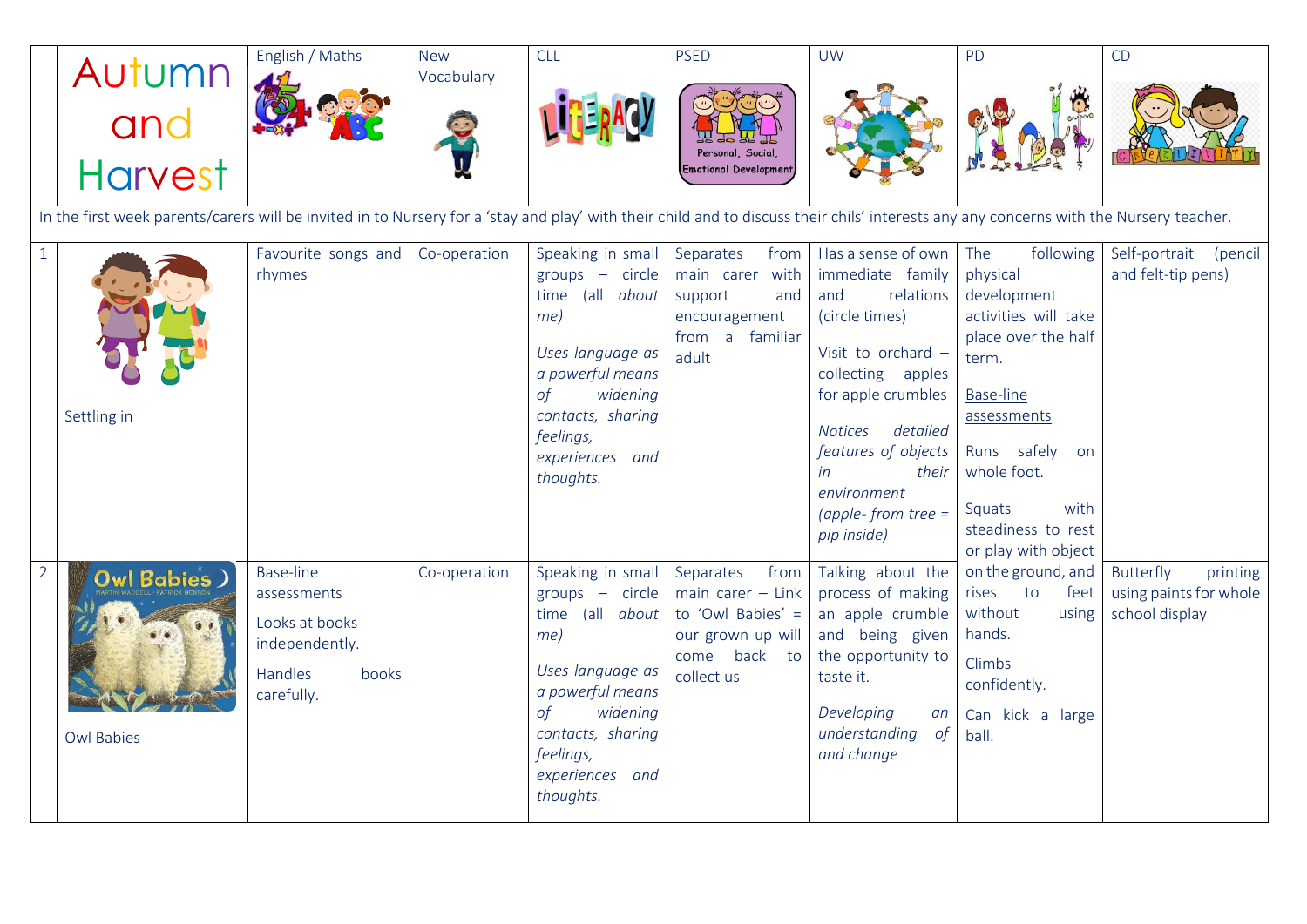| | Autumn and Harvest | English / Maths | New Vocabulary | CLL | PSED | UW | PD | CD |
|---|---|---|---|---|---|---|---|---|
| In the first week parents/carers will be invited in to Nursery for a 'stay and play' with their child and to discuss their chils' interests any any concerns with the Nursery teacher. | | | | | | | | |
| 1 | Settling in | Favourite songs and rhymes | Co-operation | Speaking in small groups – circle time (all *about me)*<br><br>*Uses language as a powerful means of widening contacts, sharing feelings, experiences and thoughts.* | Separates from main carer with support and encouragement from a familiar adult | Has a sense of own immediate family and relations (circle times)<br><br>Visit to orchard – collecting apples for apple crumbles<br><br>*Notices detailed features of objects in their environment (apple- from tree = pip inside)* | The following physical development activities will take place over the half term.<br><br>Base-line assessments<br><br>Runs safely on whole foot.<br><br>Squats with steadiness to rest or play with object on the ground, and rises to feet without using hands.<br><br>Climbs confidently.<br><br>Can kick a large ball. | Self-portrait (pencil and felt-tip pens) |
| 2 | Owl Babies | Base-line assessments<br><br>Looks at books independently.<br><br>Handles books carefully. | Co-operation | Speaking in small groups – circle time (all *about me)*<br><br>*Uses language as a powerful means of widening contacts, sharing feelings, experiences and thoughts.* | Separates from main carer – Link to 'Owl Babies' = our grown up will come back to collect us | Talking about the process of making an apple crumble and being given the opportunity to taste it.<br><br>*Developing an understanding of and change* | | Butterfly printing using paints for whole school display |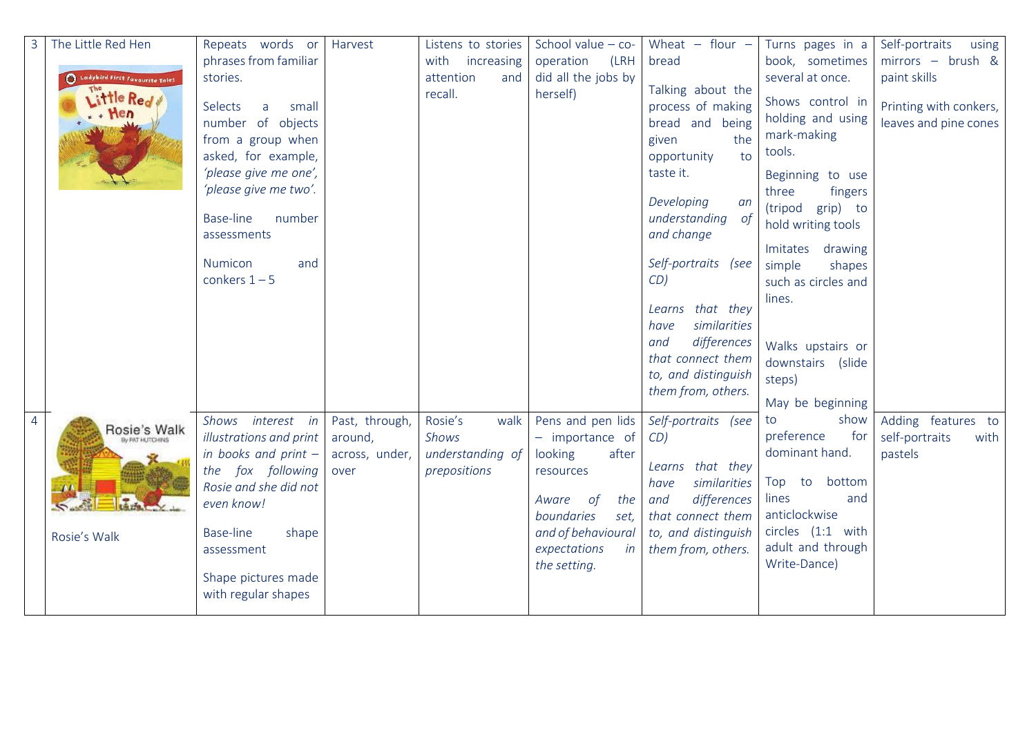| | | | | | | | | |
|---|---|---|---|---|---|---|---|---|
| 3 | The Little Red Hen | Repeats words or phrases from familiar stories.<br><br>Selects a small number of objects from a group when asked, for example, *'please give me one', 'please give me two'.*<br><br>Base-line number assessments<br><br>Numicon and conkers 1 – 5 | Harvest | Listens to stories with increasing attention and recall. | School value – co-operation (LRH did all the jobs by herself) | Wheat – flour – bread<br><br>Talking about the process of making bread and being given the opportunity to taste it.<br><br>*Developing an understanding of and change*<br><br>*Self-portraits (see CD)*<br><br>*Learns that they have similarities and differences that connect them to, and distinguish them from, others.* | Turns pages in a book, sometimes several at once.<br><br>Shows control in holding and using mark-making tools.<br><br>Beginning to use three fingers (tripod grip) to hold writing tools<br><br>Imitates drawing simple shapes such as circles and lines.<br><br>Walks upstairs or downstairs (slide steps)<br><br>May be beginning to show preference for dominant hand. | Self-portraits using mirrors – brush & paint skills<br><br>Printing with conkers, leaves and pine cones |
| 4 | Rosie's Walk | *Shows interest in illustrations and print in books and print – the fox following Rosie and she did not even know!*<br><br>Base-line shape assessment<br><br>Shape pictures made with regular shapes | Past, through, around, across, under, over | Rosie's walk *Shows understanding of prepositions* | Pens and pen lids – importance of looking after resources<br><br>*Aware of the boundaries set, and of behavioural expectations in the setting.* | *Self-portraits (see CD)*<br><br>*Learns that they have similarities and differences that connect them to, and distinguish them from, others.* | Top to bottom lines and anticlockwise circles (1:1 with adult and through Write-Dance) | Adding features to self-portraits with pastels |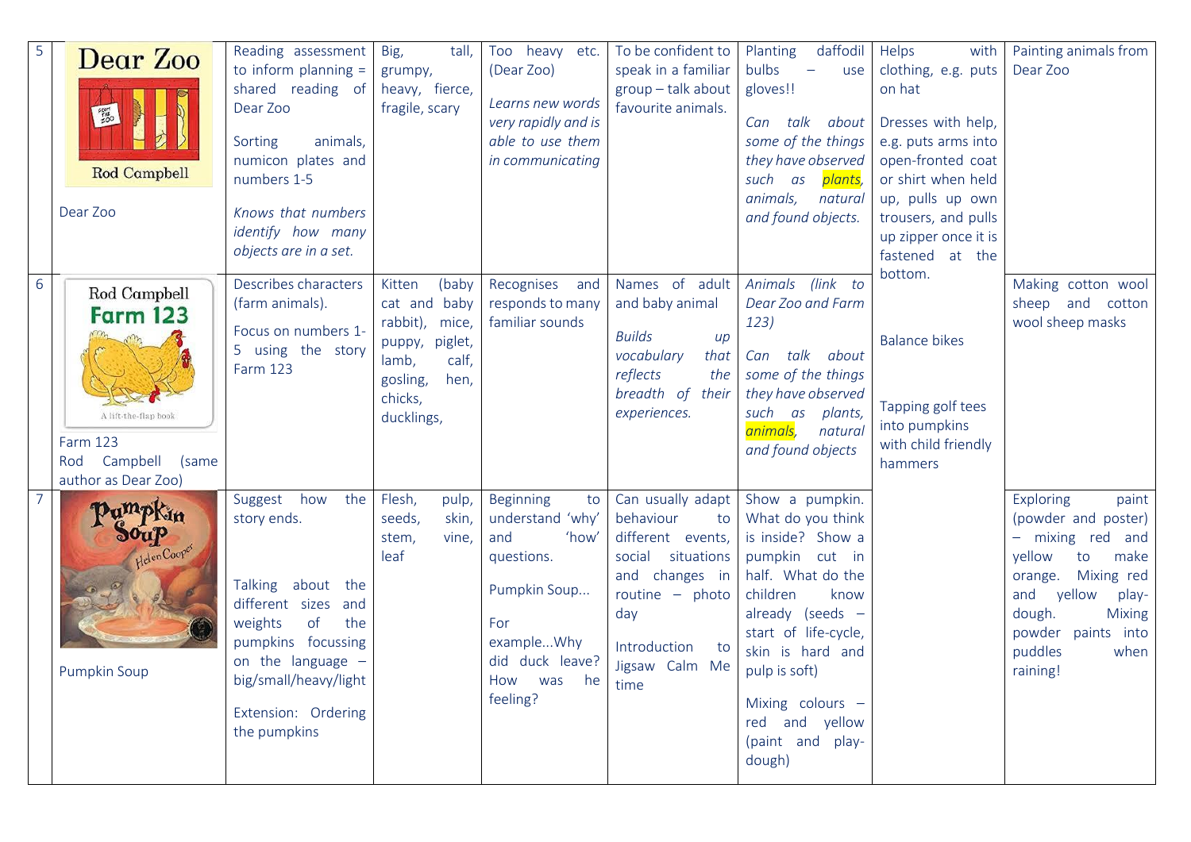| | | | | | | | | |
|---|---|---|---|---|---|---|---|---|
| 5 | Dear Zoo | Reading assessment = to inform planning = shared reading of Dear Zoo<br><br>Sorting animals, numicon plates and numbers 1-5<br><br>*Knows that numbers identify how many objects are in a set.* | Big, tall, grumpy, heavy, fierce, fragile, scary | Too heavy etc. (Dear Zoo)<br><br>*Learns new words very rapidly and is able to use them in communicating* | To be confident to speak in a familiar group – talk about favourite animals. | Planting daffodil bulbs – use gloves!!<br><br>*Can talk about some of the things they have observed such as plants, animals, natural and found objects.* | Helps with clothing, e.g. puts on hat<br><br>Dresses with help, e.g. puts arms into open-fronted coat or shirt when held up, pulls up own trousers, and pulls up zipper once it is fastened at the bottom.<br><br>Balance bikes<br><br>Tapping golf tees into pumpkins with child friendly hammers | Painting animals from Dear Zoo |
| 6 | Farm 123<br>Rod Campbell (same author as Dear Zoo) | Describes characters (farm animals).<br><br>Focus on numbers 1-5 using the story Farm 123 | Kitten (baby cat and baby rabbit), mice, puppy, piglet, lamb, calf, gosling, hen, chicks, ducklings, | Recognises and responds to many familiar sounds | Names of adult and baby animal<br><br>*Builds up vocabulary that reflects the breadth of their experiences.* | *Animals (link to Dear Zoo and Farm 123)*<br><br>*Can talk about some of the things they have observed such as plants, animals, natural and found objects* | | Making cotton wool sheep and cotton wool sheep masks |
| 7 | Pumpkin Soup | Suggest how the story ends.<br><br>Talking about the different sizes and weights of the pumpkins focussing on the language – big/small/heavy/light<br><br>Extension: Ordering the pumpkins | Flesh, pulp, seeds, skin, stem, vine, leaf | Beginning to understand 'why' and 'how' questions.<br><br>Pumpkin Soup...<br><br>For example...Why did duck leave? How was he feeling? | Can usually adapt behaviour to different events, social situations and changes in routine – photo day<br><br>Introduction to Jigsaw Calm Me time | Show a pumpkin. What do you think is inside? Show a pumpkin cut in half. What do the children know already (seeds – start of life-cycle, skin is hard and pulp is soft)<br><br>Mixing colours – red and yellow (paint and play-dough) | | Exploring paint (powder and poster) – mixing red and yellow to make orange. Mixing red and yellow play-dough. Mixing powder paints into puddles when raining! |